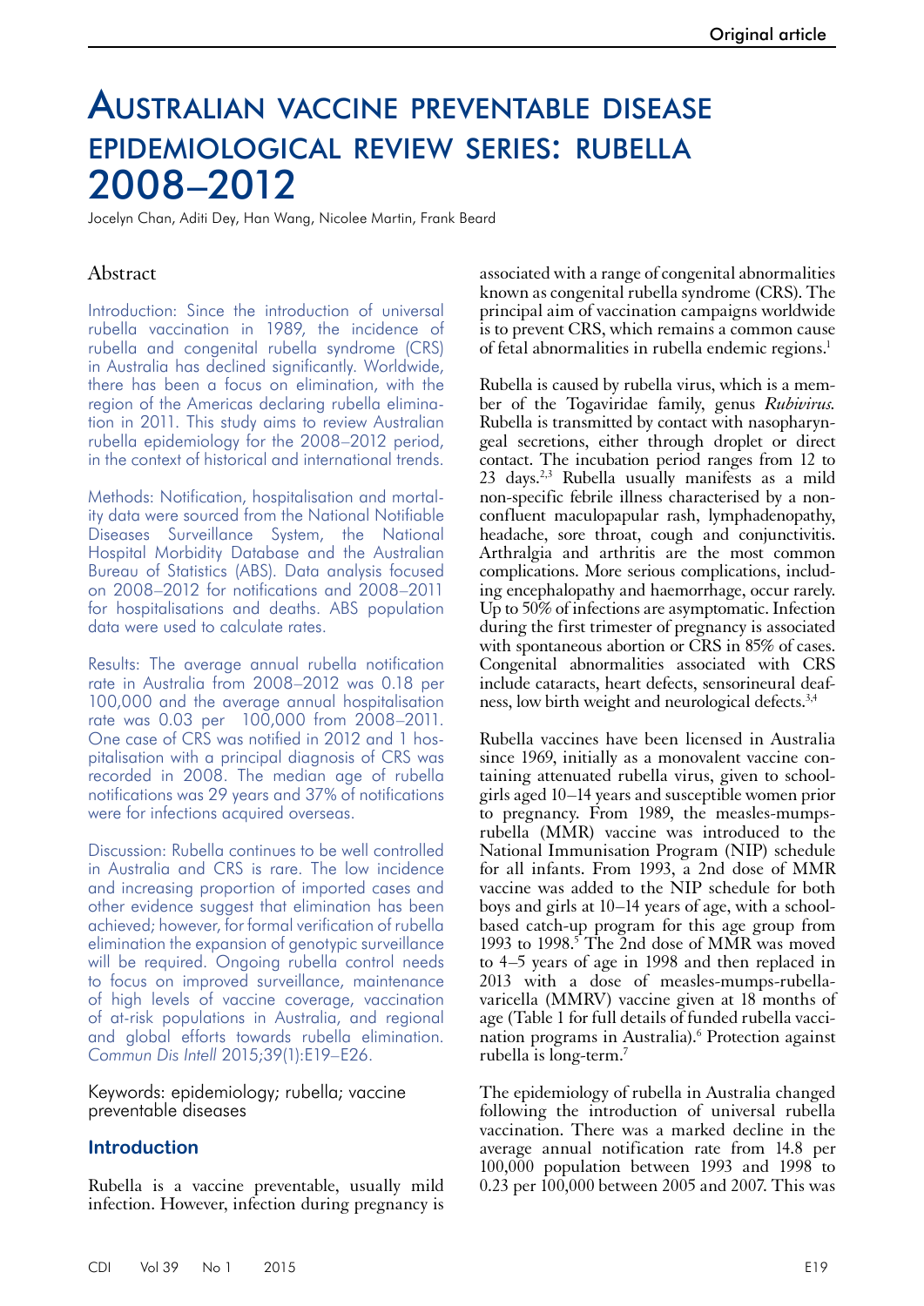# Australian vaccine preventable disease epidemiological review series: rubella 2008–2012

Jocelyn Chan, Aditi Dey, Han Wang, Nicolee Martin, Frank Beard

## Abstract

Introduction: Since the introduction of universal rubella vaccination in 1989, the incidence of rubella and congenital rubella syndrome (CRS) in Australia has declined significantly. Worldwide, there has been a focus on elimination, with the region of the Americas declaring rubella elimination in 2011. This study aims to review Australian rubella epidemiology for the 2008–2012 period, in the context of historical and international trends.

Methods: Notification, hospitalisation and mortality data were sourced from the National Notifiable Diseases Surveillance System, the National Hospital Morbidity Database and the Australian Bureau of Statistics (ABS). Data analysis focused on 2008–2012 for notifications and 2008–2011 for hospitalisations and deaths. ABS population data were used to calculate rates.

Results: The average annual rubella notification rate in Australia from 2008–2012 was 0.18 per 100,000 and the average annual hospitalisation rate was 0.03 per 100,000 from 2008–2011. One case of CRS was notified in 2012 and 1 hospitalisation with a principal diagnosis of CRS was recorded in 2008. The median age of rubella notifications was 29 years and 37% of notifications were for infections acquired overseas.

Discussion: Rubella continues to be well controlled in Australia and CRS is rare. The low incidence and increasing proportion of imported cases and other evidence suggest that elimination has been achieved; however, for formal verification of rubella elimination the expansion of genotypic surveillance will be required. Ongoing rubella control needs to focus on improved surveillance, maintenance of high levels of vaccine coverage, vaccination of at-risk populations in Australia, and regional and global efforts towards rubella elimination. *Commun Dis Intell* 2015;39(1):E19–E26.

Keywords: epidemiology; rubella; vaccine preventable diseases

## Introduction

Rubella is a vaccine preventable, usually mild infection. However, infection during pregnancy is associated with a range of congenital abnormalities known as congenital rubella syndrome (CRS). The principal aim of vaccination campaigns worldwide is to prevent CRS, which remains a common cause of fetal abnormalities in rubella endemic regions.[1]

Rubella is caused by rubella virus, which is a member of the Togaviridae family, genus *Rubivirus*. Rubella is transmitted by contact with nasopharyngeal secretions, either through droplet or direct contact. The incubation period ranges from 12 to 23 days.[2,3] Rubella usually manifests as a mild non-specific febrile illness characterised by a non-confluent maculopapular rash, lymphadenopathy, headache, sore throat, cough and conjunctivitis. Arthralgia and arthritis are the most common complications. More serious complications, including encephalopathy and haemorrhage, occur rarely. Up to 50% of infections are asymptomatic. Infection during the first trimester of pregnancy is associated with spontaneous abortion or CRS in 85% of cases. Congenital abnormalities associated with CRS include cataracts, heart defects, sensorineural deafness, low birth weight and neurological defects.[3,4]

Rubella vaccines have been licensed in Australia since 1969, initially as a monovalent vaccine containing attenuated rubella virus, given to schoolgirls aged 10–14 years and susceptible women prior to pregnancy. From 1989, the measles-mumps-rubella (MMR) vaccine was introduced to the National Immunisation Program (NIP) schedule for all infants. From 1993, a 2nd dose of MMR vaccine was added to the NIP schedule for both boys and girls at 10–14 years of age, with a school-based catch-up program for this age group from 1993 to 1998.[5] The 2nd dose of MMR was moved to 4–5 years of age in 1998 and then replaced in 2013 with a dose of measles-mumps-rubella-varicella (MMRV) vaccine given at 18 months of age (Table 1 for full details of funded rubella vaccination programs in Australia).[6] Protection against rubella is long-term.[7]

The epidemiology of rubella in Australia changed following the introduction of universal rubella vaccination. There was a marked decline in the average annual notification rate from 14.8 per 100,000 population between 1993 and 1998 to 0.23 per 100,000 between 2005 and 2007. This was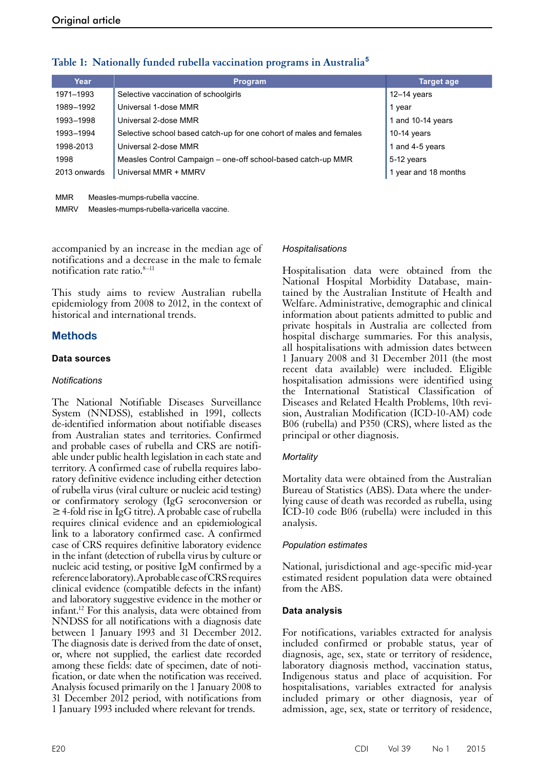**Table 1: Nationally funded rubella vaccination programs in Australia[5]**

| Year | Program | Target age |
|---|---|---|
| 1971–1993 | Selective vaccination of schoolgirls | 12–14 years |
| 1989–1992 | Universal 1-dose MMR | 1 year |
| 1993–1998 | Universal 2-dose MMR | 1 and 10-14 years |
| 1993–1994 | Selective school based catch-up for one cohort of males and females | 10-14 years |
| 1998-2013 | Universal 2-dose MMR | 1 and 4-5 years |
| 1998 | Measles Control Campaign – one-off school-based catch-up MMR | 5-12 years |
| 2013 onwards | Universal MMR + MMRV | 1 year and 18 months |

MMR Measles-mumps-rubella vaccine.
MMRV Measles-mumps-rubella-varicella vaccine.

accompanied by an increase in the median age of notifications and a decrease in the male to female notification rate ratio.[8–11]

This study aims to review Australian rubella epidemiology from 2008 to 2012, in the context of historical and international trends.

## Methods

### Data sources

#### *Notifications*

The National Notifiable Diseases Surveillance System (NNDSS), established in 1991, collects de-identified information about notifiable diseases from Australian states and territories. Confirmed and probable cases of rubella and CRS are notifiable under public health legislation in each state and territory. A confirmed case of rubella requires laboratory definitive evidence including either detection of rubella virus (viral culture or nucleic acid testing) or confirmatory serology (IgG seroconversion or ≥ 4-fold rise in IgG titre). A probable case of rubella requires clinical evidence and an epidemiological link to a laboratory confirmed case. A confirmed case of CRS requires definitive laboratory evidence in the infant (detection of rubella virus by culture or nucleic acid testing, or positive IgM confirmed by a reference laboratory). A probable case of CRS requires clinical evidence (compatible defects in the infant) and laboratory suggestive evidence in the mother or infant.[12] For this analysis, data were obtained from NNDSS for all notifications with a diagnosis date between 1 January 1993 and 31 December 2012. The diagnosis date is derived from the date of onset, or, where not supplied, the earliest date recorded among these fields: date of specimen, date of notification, or date when the notification was received. Analysis focused primarily on the 1 January 2008 to 31 December 2012 period, with notifications from 1 January 1993 included where relevant for trends.

#### *Hospitalisations*

Hospitalisation data were obtained from the National Hospital Morbidity Database, maintained by the Australian Institute of Health and Welfare. Administrative, demographic and clinical information about patients admitted to public and private hospitals in Australia are collected from hospital discharge summaries. For this analysis, all hospitalisations with admission dates between 1 January 2008 and 31 December 2011 (the most recent data available) were included. Eligible hospitalisation admissions were identified using the International Statistical Classification of Diseases and Related Health Problems, 10th revision, Australian Modification (ICD-10-AM) code B06 (rubella) and P350 (CRS), where listed as the principal or other diagnosis.

#### *Mortality*

Mortality data were obtained from the Australian Bureau of Statistics (ABS). Data where the underlying cause of death was recorded as rubella, using ICD-10 code B06 (rubella) were included in this analysis.

#### *Population estimates*

National, jurisdictional and age-specific mid-year estimated resident population data were obtained from the ABS.

### Data analysis

For notifications, variables extracted for analysis included confirmed or probable status, year of diagnosis, age, sex, state or territory of residence, laboratory diagnosis method, vaccination status, Indigenous status and place of acquisition. For hospitalisations, variables extracted for analysis included primary or other diagnosis, year of admission, age, sex, state or territory of residence,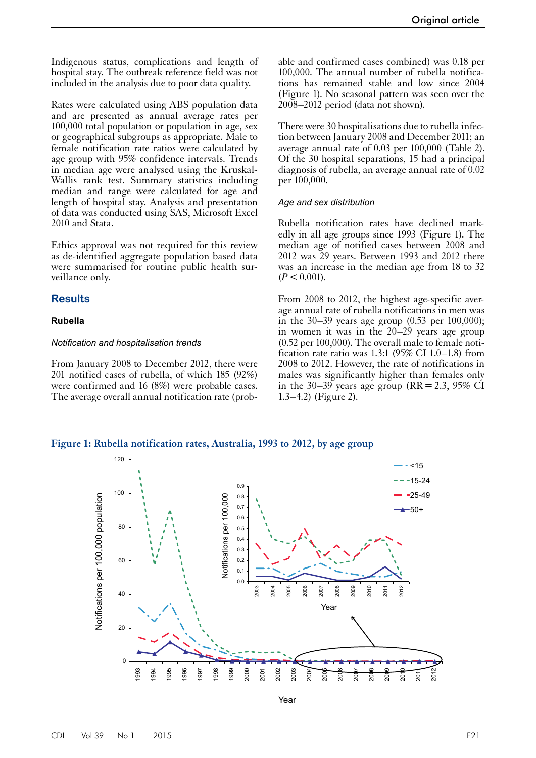Indigenous status, complications and length of hospital stay. The outbreak reference field was not included in the analysis due to poor data quality.

Rates were calculated using ABS population data and are presented as annual average rates per 100,000 total population or population in age, sex or geographical subgroups as appropriate. Male to female notification rate ratios were calculated by age group with 95% confidence intervals. Trends in median age were analysed using the Kruskal-Wallis rank test. Summary statistics including median and range were calculated for age and length of hospital stay. Analysis and presentation of data was conducted using SAS, Microsoft Excel 2010 and Stata.

Ethics approval was not required for this review as de-identified aggregate population based data were summarised for routine public health surveillance only.

## Results

### Rubella

#### *Notification and hospitalisation trends*

From January 2008 to December 2012, there were 201 notified cases of rubella, of which 185 (92%) were confirmed and 16 (8%) were probable cases. The average overall annual notification rate (probable and confirmed cases combined) was 0.18 per 100,000. The annual number of rubella notifications has remained stable and low since 2004 (Figure 1). No seasonal pattern was seen over the 2008–2012 period (data not shown).

There were 30 hospitalisations due to rubella infection between January 2008 and December 2011; an average annual rate of 0.03 per 100,000 (Table 2). Of the 30 hospital separations, 15 had a principal diagnosis of rubella, an average annual rate of 0.02 per 100,000.

#### *Age and sex distribution*

Rubella notification rates have declined markedly in all age groups since 1993 (Figure 1). The median age of notified cases between 2008 and 2012 was 29 years. Between 1993 and 2012 there was an increase in the median age from 18 to 32 ($P < 0.001$).

From 2008 to 2012, the highest age-specific average annual rate of rubella notifications in men was in the 30–39 years age group (0.53 per 100,000); in women it was in the 20–29 years age group (0.52 per 100,000). The overall male to female notification rate ratio was 1.3:1 (95% CI 1.0–1.8) from 2008 to 2012. However, the rate of notifications in males was significantly higher than females only in the 30–39 years age group (RR = 2.3, 95% CI 1.3–4.2) (Figure 2).

**Figure 1: Rubella notification rates, Australia, 1993 to 2012, by age group**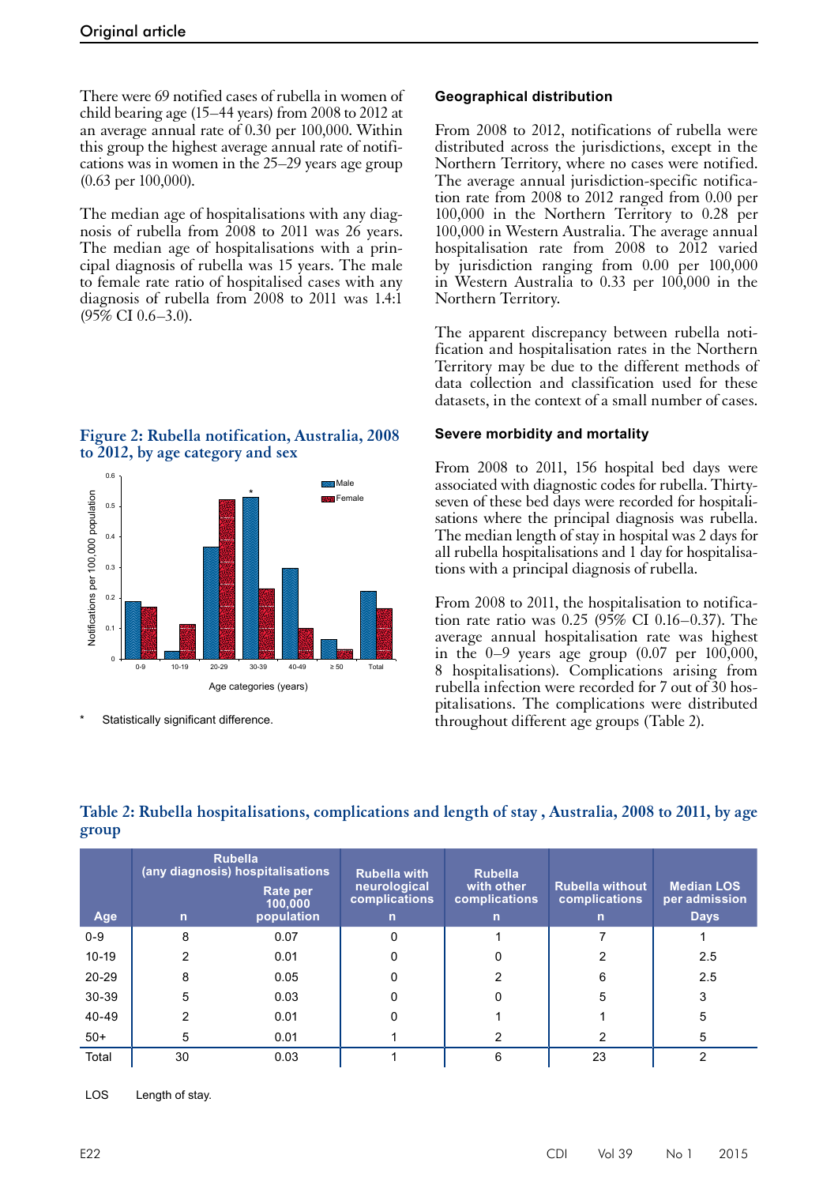There were 69 notified cases of rubella in women of child bearing age (15–44 years) from 2008 to 2012 at an average annual rate of 0.30 per 100,000. Within this group the highest average annual rate of notifications was in women in the 25–29 years age group (0.63 per 100,000).

The median age of hospitalisations with any diagnosis of rubella from 2008 to 2011 was 26 years. The median age of hospitalisations with a principal diagnosis of rubella was 15 years. The male to female rate ratio of hospitalised cases with any diagnosis of rubella from 2008 to 2011 was 1.4:1 (95% CI 0.6–3.0).

**Figure 2: Rubella notification, Australia, 2008 to 2012, by age category and sex**

\* Statistically significant difference.

### Geographical distribution

From 2008 to 2012, notifications of rubella were distributed across the jurisdictions, except in the Northern Territory, where no cases were notified. The average annual jurisdiction-specific notification rate from 2008 to 2012 ranged from 0.00 per 100,000 in the Northern Territory to 0.28 per 100,000 in Western Australia. The average annual hospitalisation rate from 2008 to 2012 varied by jurisdiction ranging from 0.00 per 100,000 in Western Australia to 0.33 per 100,000 in the Northern Territory.

The apparent discrepancy between rubella notification and hospitalisation rates in the Northern Territory may be due to the different methods of data collection and classification used for these datasets, in the context of a small number of cases.

### Severe morbidity and mortality

From 2008 to 2011, 156 hospital bed days were associated with diagnostic codes for rubella. Thirty-seven of these bed days were recorded for hospitalisations where the principal diagnosis was rubella. The median length of stay in hospital was 2 days for all rubella hospitalisations and 1 day for hospitalisations with a principal diagnosis of rubella.

From 2008 to 2011, the hospitalisation to notification rate ratio was 0.25 (95% CI 0.16–0.37). The average annual hospitalisation rate was highest in the 0–9 years age group (0.07 per 100,000, 8 hospitalisations). Complications arising from rubella infection were recorded for 7 out of 30 hospitalisations. The complications were distributed throughout different age groups (Table 2).

**Table 2: Rubella hospitalisations, complications and length of stay , Australia, 2008 to 2011, by age group**

| | Rubella (any diagnosis) hospitalisations | | Rubella with neurological complications | Rubella with other complications | Rubella without complications | Median LOS per admission |
|---|---|---|---|---|---|---|
| Age | n | Rate per 100,000 population | n | n | n | Days |
| 0-9 | 8 | 0.07 | 0 | 1 | 7 | 1 |
| 10-19 | 2 | 0.01 | 0 | 0 | 2 | 2.5 |
| 20-29 | 8 | 0.05 | 0 | 2 | 6 | 2.5 |
| 30-39 | 5 | 0.03 | 0 | 0 | 5 | 3 |
| 40-49 | 2 | 0.01 | 0 | 1 | 1 | 5 |
| 50+ | 5 | 0.01 | 1 | 2 | 2 | 5 |
| Total | 30 | 0.03 | 1 | 6 | 23 | 2 |

LOS Length of stay.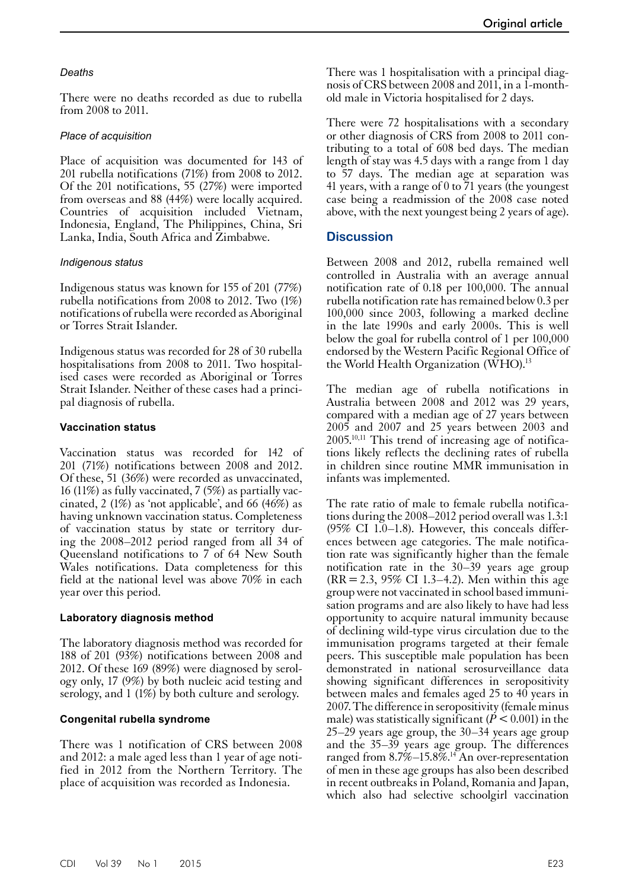#### *Deaths*

There were no deaths recorded as due to rubella from 2008 to 2011.

#### *Place of acquisition*

Place of acquisition was documented for 143 of 201 rubella notifications (71%) from 2008 to 2012. Of the 201 notifications, 55 (27%) were imported from overseas and 88 (44%) were locally acquired. Countries of acquisition included Vietnam, Indonesia, England, The Philippines, China, Sri Lanka, India, South Africa and Zimbabwe.

#### *Indigenous status*

Indigenous status was known for 155 of 201 (77%) rubella notifications from 2008 to 2012. Two (1%) notifications of rubella were recorded as Aboriginal or Torres Strait Islander.

Indigenous status was recorded for 28 of 30 rubella hospitalisations from 2008 to 2011. Two hospitalised cases were recorded as Aboriginal or Torres Strait Islander. Neither of these cases had a principal diagnosis of rubella.

### **Vaccination status**

Vaccination status was recorded for 142 of 201 (71%) notifications between 2008 and 2012. Of these, 51 (36%) were recorded as unvaccinated, 16 (11%) as fully vaccinated, 7 (5%) as partially vaccinated, 2 (1%) as 'not applicable', and 66 (46%) as having unknown vaccination status. Completeness of vaccination status by state or territory during the 2008–2012 period ranged from all 34 of Queensland notifications to 7 of 64 New South Wales notifications. Data completeness for this field at the national level was above 70% in each year over this period.

### **Laboratory diagnosis method**

The laboratory diagnosis method was recorded for 188 of 201 (93%) notifications between 2008 and 2012. Of these 169 (89%) were diagnosed by serology only, 17 (9%) by both nucleic acid testing and serology, and 1 (1%) by both culture and serology.

### **Congenital rubella syndrome**

There was 1 notification of CRS between 2008 and 2012: a male aged less than 1 year of age notified in 2012 from the Northern Territory. The place of acquisition was recorded as Indonesia.

There was 1 hospitalisation with a principal diagnosis of CRS between 2008 and 2011, in a 1-month-old male in Victoria hospitalised for 2 days.

There were 72 hospitalisations with a secondary or other diagnosis of CRS from 2008 to 2011 contributing to a total of 608 bed days. The median length of stay was 4.5 days with a range from 1 day to 57 days. The median age at separation was 41 years, with a range of 0 to 71 years (the youngest case being a readmission of the 2008 case noted above, with the next youngest being 2 years of age).

## **Discussion**

Between 2008 and 2012, rubella remained well controlled in Australia with an average annual notification rate of 0.18 per 100,000. The annual rubella notification rate has remained below 0.3 per 100,000 since 2003, following a marked decline in the late 1990s and early 2000s. This is well below the goal for rubella control of 1 per 100,000 endorsed by the Western Pacific Regional Office of the World Health Organization (WHO).[13]

The median age of rubella notifications in Australia between 2008 and 2012 was 29 years, compared with a median age of 27 years between 2005 and 2007 and 25 years between 2003 and 2005.[10,11] This trend of increasing age of notifications likely reflects the declining rates of rubella in children since routine MMR immunisation in infants was implemented.

The rate ratio of male to female rubella notifications during the 2008–2012 period overall was 1.3:1 (95% CI 1.0–1.8). However, this conceals differences between age categories. The male notification rate was significantly higher than the female notification rate in the 30–39 years age group (RR = 2.3, 95% CI 1.3–4.2). Men within this age group were not vaccinated in school based immunisation programs and are also likely to have had less opportunity to acquire natural immunity because of declining wild-type virus circulation due to the immunisation programs targeted at their female peers. This susceptible male population has been demonstrated in national serosurveillance data showing significant differences in seropositivity between males and females aged 25 to 40 years in 2007. The difference in seropositivity (female minus male) was statistically significant ($P < 0.001$) in the 25–29 years age group, the 30–34 years age group and the 35–39 years age group. The differences ranged from 8.7%–15.8%.[14] An over-representation of men in these age groups has also been described in recent outbreaks in Poland, Romania and Japan, which also had selective schoolgirl vaccination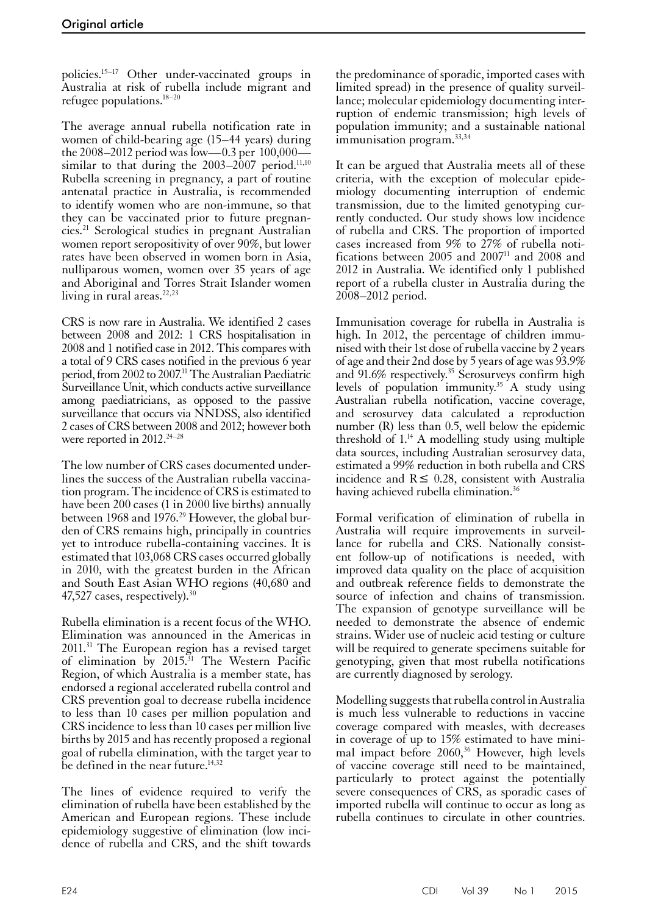policies.[15–17] Other under-vaccinated groups in Australia at risk of rubella include migrant and refugee populations.[18–20]

The average annual rubella notification rate in women of child-bearing age (15–44 years) during the 2008–2012 period was low—0.3 per 100,000—similar to that during the 2003–2007 period.[11,10] Rubella screening in pregnancy, a part of routine antenatal practice in Australia, is recommended to identify women who are non-immune, so that they can be vaccinated prior to future pregnancies.[21] Serological studies in pregnant Australian women report seropositivity of over 90%, but lower rates have been observed in women born in Asia, nulliparous women, women over 35 years of age and Aboriginal and Torres Strait Islander women living in rural areas.[22,23]

CRS is now rare in Australia. We identified 2 cases between 2008 and 2012: 1 CRS hospitalisation in 2008 and 1 notified case in 2012. This compares with a total of 9 CRS cases notified in the previous 6 year period, from 2002 to 2007.[11] The Australian Paediatric Surveillance Unit, which conducts active surveillance among paediatricians, as opposed to the passive surveillance that occurs via NNDSS, also identified 2 cases of CRS between 2008 and 2012; however both were reported in 2012.[24–28]

The low number of CRS cases documented underlines the success of the Australian rubella vaccination program. The incidence of CRS is estimated to have been 200 cases (1 in 2000 live births) annually between 1968 and 1976.[29] However, the global burden of CRS remains high, principally in countries yet to introduce rubella-containing vaccines. It is estimated that 103,068 CRS cases occurred globally in 2010, with the greatest burden in the African and South East Asian WHO regions (40,680 and 47,527 cases, respectively).[30]

Rubella elimination is a recent focus of the WHO. Elimination was announced in the Americas in 2011.[31] The European region has a revised target of elimination by 2015.[31] The Western Pacific Region, of which Australia is a member state, has endorsed a regional accelerated rubella control and CRS prevention goal to decrease rubella incidence to less than 10 cases per million population and CRS incidence to less than 10 cases per million live births by 2015 and has recently proposed a regional goal of rubella elimination, with the target year to be defined in the near future.[14,32]

The lines of evidence required to verify the elimination of rubella have been established by the American and European regions. These include epidemiology suggestive of elimination (low incidence of rubella and CRS, and the shift towards the predominance of sporadic, imported cases with limited spread) in the presence of quality surveillance; molecular epidemiology documenting interruption of endemic transmission; high levels of population immunity; and a sustainable national immunisation program.[33,34]

It can be argued that Australia meets all of these criteria, with the exception of molecular epidemiology documenting interruption of endemic transmission, due to the limited genotyping currently conducted. Our study shows low incidence of rubella and CRS. The proportion of imported cases increased from 9% to 27% of rubella notifications between 2005 and 2007[11] and 2008 and 2012 in Australia. We identified only 1 published report of a rubella cluster in Australia during the 2008–2012 period.

Immunisation coverage for rubella in Australia is high. In 2012, the percentage of children immunised with their 1st dose of rubella vaccine by 2 years of age and their 2nd dose by 5 years of age was 93.9% and 91.6% respectively.[35] Serosurveys confirm high levels of population immunity.[35] A study using Australian rubella notification, vaccine coverage, and serosurvey data calculated a reproduction number (R) less than 0.5, well below the epidemic threshold of 1.[14] A modelling study using multiple data sources, including Australian serosurvey data, estimated a 99% reduction in both rubella and CRS incidence and $R \leq 0.28$, consistent with Australia having achieved rubella elimination.[36]

Formal verification of elimination of rubella in Australia will require improvements in surveillance for rubella and CRS. Nationally consistent follow-up of notifications is needed, with improved data quality on the place of acquisition and outbreak reference fields to demonstrate the source of infection and chains of transmission. The expansion of genotype surveillance will be needed to demonstrate the absence of endemic strains. Wider use of nucleic acid testing or culture will be required to generate specimens suitable for genotyping, given that most rubella notifications are currently diagnosed by serology.

Modelling suggests that rubella control in Australia is much less vulnerable to reductions in vaccine coverage compared with measles, with decreases in coverage of up to 15% estimated to have minimal impact before 2060.[36] However, high levels of vaccine coverage still need to be maintained, particularly to protect against the potentially severe consequences of CRS, as sporadic cases of imported rubella will continue to occur as long as rubella continues to circulate in other countries.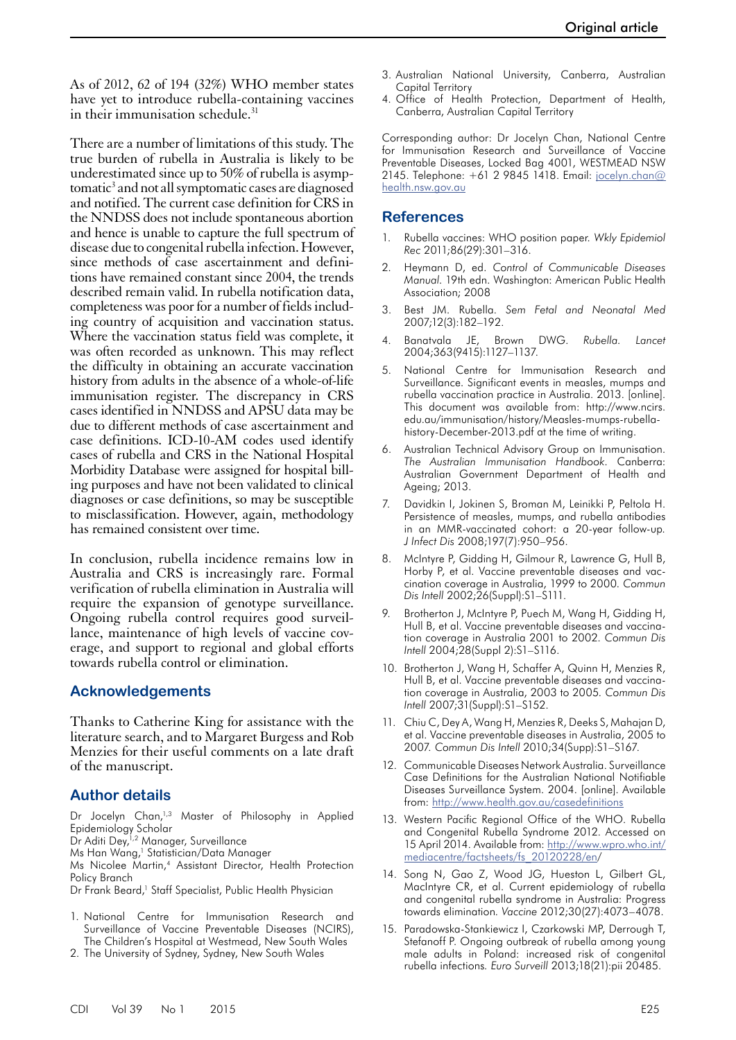As of 2012, 62 of 194 (32%) WHO member states have yet to introduce rubella-containing vaccines in their immunisation schedule.[31]

There are a number of limitations of this study. The true burden of rubella in Australia is likely to be underestimated since up to 50% of rubella is asymptomatic[3] and not all symptomatic cases are diagnosed and notified. The current case definition for CRS in the NNDSS does not include spontaneous abortion and hence is unable to capture the full spectrum of disease due to congenital rubella infection. However, since methods of case ascertainment and definitions have remained constant since 2004, the trends described remain valid. In rubella notification data, completeness was poor for a number of fields including country of acquisition and vaccination status. Where the vaccination status field was complete, it was often recorded as unknown. This may reflect the difficulty in obtaining an accurate vaccination history from adults in the absence of a whole-of-life immunisation register. The discrepancy in CRS cases identified in NNDSS and APSU data may be due to different methods of case ascertainment and case definitions. ICD-10-AM codes used identify cases of rubella and CRS in the National Hospital Morbidity Database were assigned for hospital billing purposes and have not been validated to clinical diagnoses or case definitions, so may be susceptible to misclassification. However, again, methodology has remained consistent over time.

In conclusion, rubella incidence remains low in Australia and CRS is increasingly rare. Formal verification of rubella elimination in Australia will require the expansion of genotype surveillance. Ongoing rubella control requires good surveillance, maintenance of high levels of vaccine coverage, and support to regional and global efforts towards rubella control or elimination.

## Acknowledgements

Thanks to Catherine King for assistance with the literature search, and to Margaret Burgess and Rob Menzies for their useful comments on a late draft of the manuscript.

## Author details

Dr Jocelyn Chan,[1,3] Master of Philosophy in Applied Epidemiology Scholar
Dr Aditi Dey,[1,2] Manager, Surveillance
Ms Han Wang,[1] Statistician/Data Manager
Ms Nicolee Martin,[4] Assistant Director, Health Protection Policy Branch
Dr Frank Beard,[1] Staff Specialist, Public Health Physician

1. National Centre for Immunisation Research and Surveillance of Vaccine Preventable Diseases (NCIRS), The Children's Hospital at Westmead, New South Wales
2. The University of Sydney, Sydney, New South Wales
3. Australian National University, Canberra, Australian Capital Territory
4. Office of Health Protection, Department of Health, Canberra, Australian Capital Territory

Corresponding author: Dr Jocelyn Chan, National Centre for Immunisation Research and Surveillance of Vaccine Preventable Diseases, Locked Bag 4001, WESTMEAD NSW 2145. Telephone: +61 2 9845 1418. Email: jocelyn.chan@health.nsw.gov.au

## References

1. Rubella vaccines: WHO position paper. *Wkly Epidemiol Rec* 2011;86(29):301–316.
2. Heymann D, ed. *Control of Communicable Diseases Manual*. 19th edn. Washington: American Public Health Association; 2008
3. Best JM. Rubella. *Sem Fetal and Neonatal Med* 2007;12(3):182–192.
4. Banatvala JE, Brown DWG. *Rubella. Lancet* 2004;363(9415):1127–1137.
5. National Centre for Immunisation Research and Surveillance. Significant events in measles, mumps and rubella vaccination practice in Australia. 2013. [online]. This document was available from: http://www.ncirs.edu.au/immunisation/history/Measles-mumps-rubella-history-December-2013.pdf at the time of writing.
6. Australian Technical Advisory Group on Immunisation. *The Australian Immunisation Handbook*. Canberra: Australian Government Department of Health and Ageing; 2013.
7. Davidkin I, Jokinen S, Broman M, Leinikki P, Peltola H. Persistence of measles, mumps, and rubella antibodies in an MMR-vaccinated cohort: a 20-year follow-up. *J Infect Dis* 2008;197(7):950–956.
8. McIntyre P, Gidding H, Gilmour R, Lawrence G, Hull B, Horby P, et al. Vaccine preventable diseases and vaccination coverage in Australia, 1999 to 2000. *Commun Dis Intell* 2002;26(Suppl):S1–S111.
9. Brotherton J, McIntyre P, Puech M, Wang H, Gidding H, Hull B, et al. Vaccine preventable diseases and vaccination coverage in Australia 2001 to 2002. *Commun Dis Intell* 2004;28(Suppl 2):S1–S116.
10. Brotherton J, Wang H, Schaffer A, Quinn H, Menzies R, Hull B, et al. Vaccine preventable diseases and vaccination coverage in Australia, 2003 to 2005. *Commun Dis Intell* 2007;31(Suppl):S1–S152.
11. Chiu C, Dey A, Wang H, Menzies R, Deeks S, Mahajan D, et al. Vaccine preventable diseases in Australia, 2005 to 2007. *Commun Dis Intell* 2010;34(Supp):S1–S167.
12. Communicable Diseases Network Australia. Surveillance Case Definitions for the Australian National Notifiable Diseases Surveillance System. 2004. [online]. Available from: http://www.health.gov.au/casedefinitions
13. Western Pacific Regional Office of the WHO. Rubella and Congenital Rubella Syndrome 2012. Accessed on 15 April 2014. Available from: http://www.wpro.who.int/mediacentre/factsheets/fs_20120228/en/
14. Song N, Gao Z, Wood JG, Hueston L, Gilbert GL, MacIntyre CR, et al. Current epidemiology of rubella and congenital rubella syndrome in Australia: Progress towards elimination. *Vaccine* 2012;30(27):4073–4078.
15. Paradowska-Stankiewicz I, Czarkowski MP, Derrough T, Stefanoff P. Ongoing outbreak of rubella among young male adults in Poland: increased risk of congenital rubella infections. *Euro Surveill* 2013;18(21):pii 20485.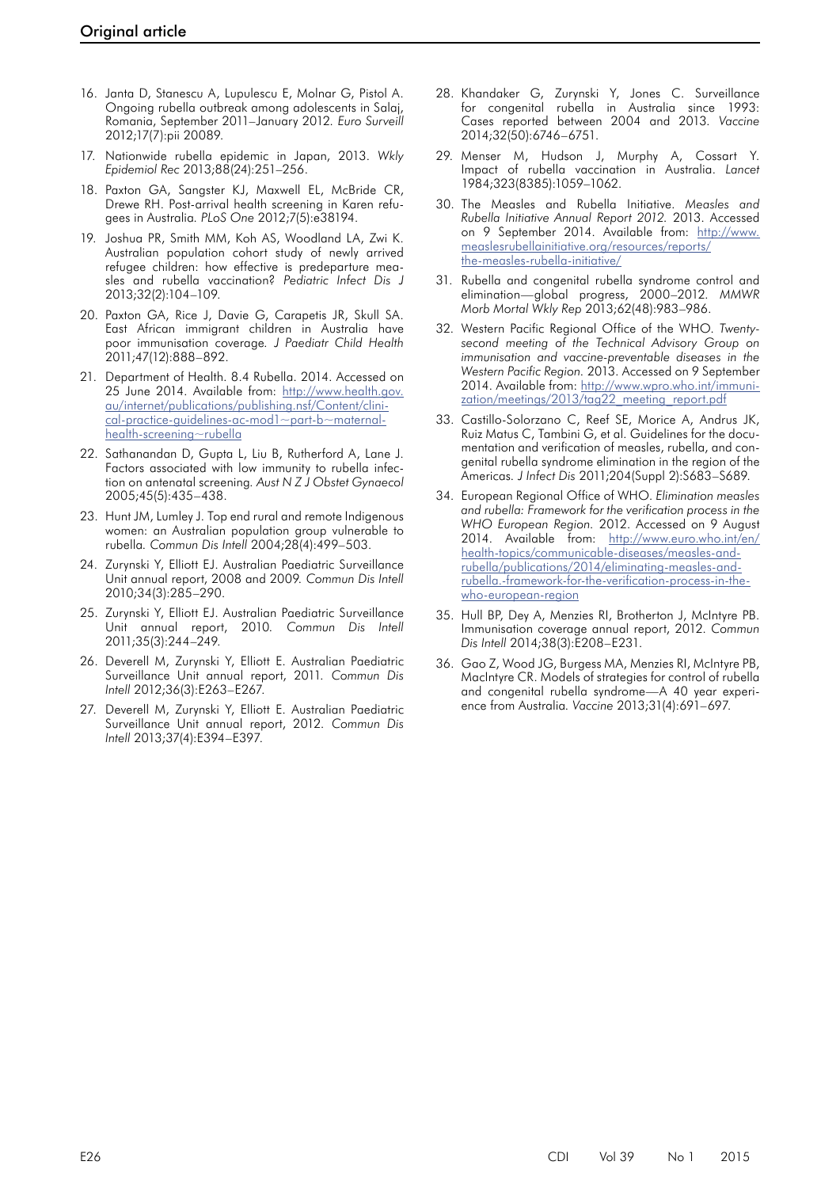16. Janta D, Stanescu A, Lupulescu E, Molnar G, Pistol A. Ongoing rubella outbreak among adolescents in Salaj, Romania, September 2011–January 2012. *Euro Surveill* 2012;17(7):pii 20089.
17. Nationwide rubella epidemic in Japan, 2013. *Wkly Epidemiol Rec* 2013;88(24):251–256.
18. Paxton GA, Sangster KJ, Maxwell EL, McBride CR, Drewe RH. Post-arrival health screening in Karen refugees in Australia. *PLoS One* 2012;7(5):e38194.
19. Joshua PR, Smith MM, Koh AS, Woodland LA, Zwi K. Australian population cohort study of newly arrived refugee children: how effective is predeparture measles and rubella vaccination? *Pediatric Infect Dis J* 2013;32(2):104–109.
20. Paxton GA, Rice J, Davie G, Carapetis JR, Skull SA. East African immigrant children in Australia have poor immunisation coverage. *J Paediatr Child Health* 2011;47(12):888–892.
21. Department of Health. 8.4 Rubella. 2014. Accessed on 25 June 2014. Available from: http://www.health.gov.au/internet/publications/publishing.nsf/Content/clinical-practice-guidelines-ac-mod1~part-b~maternal-health-screening~rubella
22. Sathanandan D, Gupta L, Liu B, Rutherford A, Lane J. Factors associated with low immunity to rubella infection on antenatal screening. *Aust N Z J Obstet Gynaecol* 2005;45(5):435–438.
23. Hunt JM, Lumley J. Top end rural and remote Indigenous women: an Australian population group vulnerable to rubella. *Commun Dis Intell* 2004;28(4):499–503.
24. Zurynski Y, Elliott EJ. Australian Paediatric Surveillance Unit annual report, 2008 and 2009. *Commun Dis Intell* 2010;34(3):285–290.
25. Zurynski Y, Elliott EJ. Australian Paediatric Surveillance Unit annual report, 2010. *Commun Dis Intell* 2011;35(3):244–249.
26. Deverell M, Zurynski Y, Elliott E. Australian Paediatric Surveillance Unit annual report, 2011. *Commun Dis Intell* 2012;36(3):E263–E267.
27. Deverell M, Zurynski Y, Elliott E. Australian Paediatric Surveillance Unit annual report, 2012. *Commun Dis Intell* 2013;37(4):E394–E397.
28. Khandaker G, Zurynski Y, Jones C. Surveillance for congenital rubella in Australia since 1993: Cases reported between 2004 and 2013. *Vaccine* 2014;32(50):6746–6751.
29. Menser M, Hudson J, Murphy A, Cossart Y. Impact of rubella vaccination in Australia. *Lancet* 1984;323(8385):1059–1062.
30. The Measles and Rubella Initiative. *Measles and Rubella Initiative Annual Report 2012.* 2013. Accessed on 9 September 2014. Available from: http://www.measlesrubellainitiative.org/resources/reports/the-measles-rubella-initiative/
31. Rubella and congenital rubella syndrome control and elimination—global progress, 2000–2012. *MMWR Morb Mortal Wkly Rep* 2013;62(48):983–986.
32. Western Pacific Regional Office of the WHO. *Twenty-second meeting of the Technical Advisory Group on immunisation and vaccine-preventable diseases in the Western Pacific Region.* 2013. Accessed on 9 September 2014. Available from: http://www.wpro.who.int/immunization/meetings/2013/tag22_meeting_report.pdf
33. Castillo-Solorzano C, Reef SE, Morice A, Andrus JK, Ruiz Matus C, Tambini G, et al. Guidelines for the documentation and verification of measles, rubella, and congenital rubella syndrome elimination in the region of the Americas. *J Infect Dis* 2011;204(Suppl 2):S683–S689.
34. European Regional Office of WHO. *Elimination measles and rubella: Framework for the verification process in the WHO European Region.* 2012. Accessed on 9 August 2014. Available from: http://www.euro.who.int/en/health-topics/communicable-diseases/measles-and-rubella/publications/2014/eliminating-measles-and-rubella.-framework-for-the-verification-process-in-the-who-european-region
35. Hull BP, Dey A, Menzies RI, Brotherton J, McIntyre PB. Immunisation coverage annual report, 2012. *Commun Dis Intell* 2014;38(3):E208–E231.
36. Gao Z, Wood JG, Burgess MA, Menzies RI, McIntyre PB, MacIntyre CR. Models of strategies for control of rubella and congenital rubella syndrome—A 40 year experience from Australia. *Vaccine* 2013;31(4):691–697.